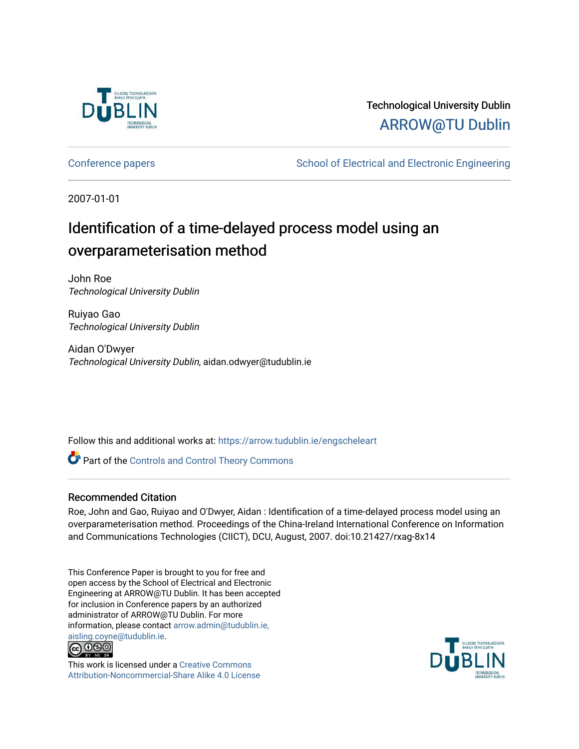Technological University Dublin

ARROW@TU Dublin

Conference papers | School of Electrical and Electronic Engineering

2007-01-01

# Identification of a time-delayed process model using an overparameterisation method

John Roe
*Technological University Dublin*

Ruiyao Gao
*Technological University Dublin*

Aidan O'Dwyer
*Technological University Dublin*, aidan.odwyer@tudublin.ie

Follow this and additional works at: https://arrow.tudublin.ie/engscheleart

Part of the Controls and Control Theory Commons

## Recommended Citation

Roe, John and Gao, Ruiyao and O'Dwyer, Aidan : Identification of a time-delayed process model using an overparameterisation method. Proceedings of the China-Ireland International Conference on Information and Communications Technologies (CIICT), DCU, August, 2007. doi:10.21427/rxag-8x14

This Conference Paper is brought to you for free and open access by the School of Electrical and Electronic Engineering at ARROW@TU Dublin. It has been accepted for inclusion in Conference papers by an authorized administrator of ARROW@TU Dublin. For more information, please contact arrow.admin@tudublin.ie, aisling.coyne@tudublin.ie.

This work is licensed under a Creative Commons Attribution-Noncommercial-Share Alike 4.0 License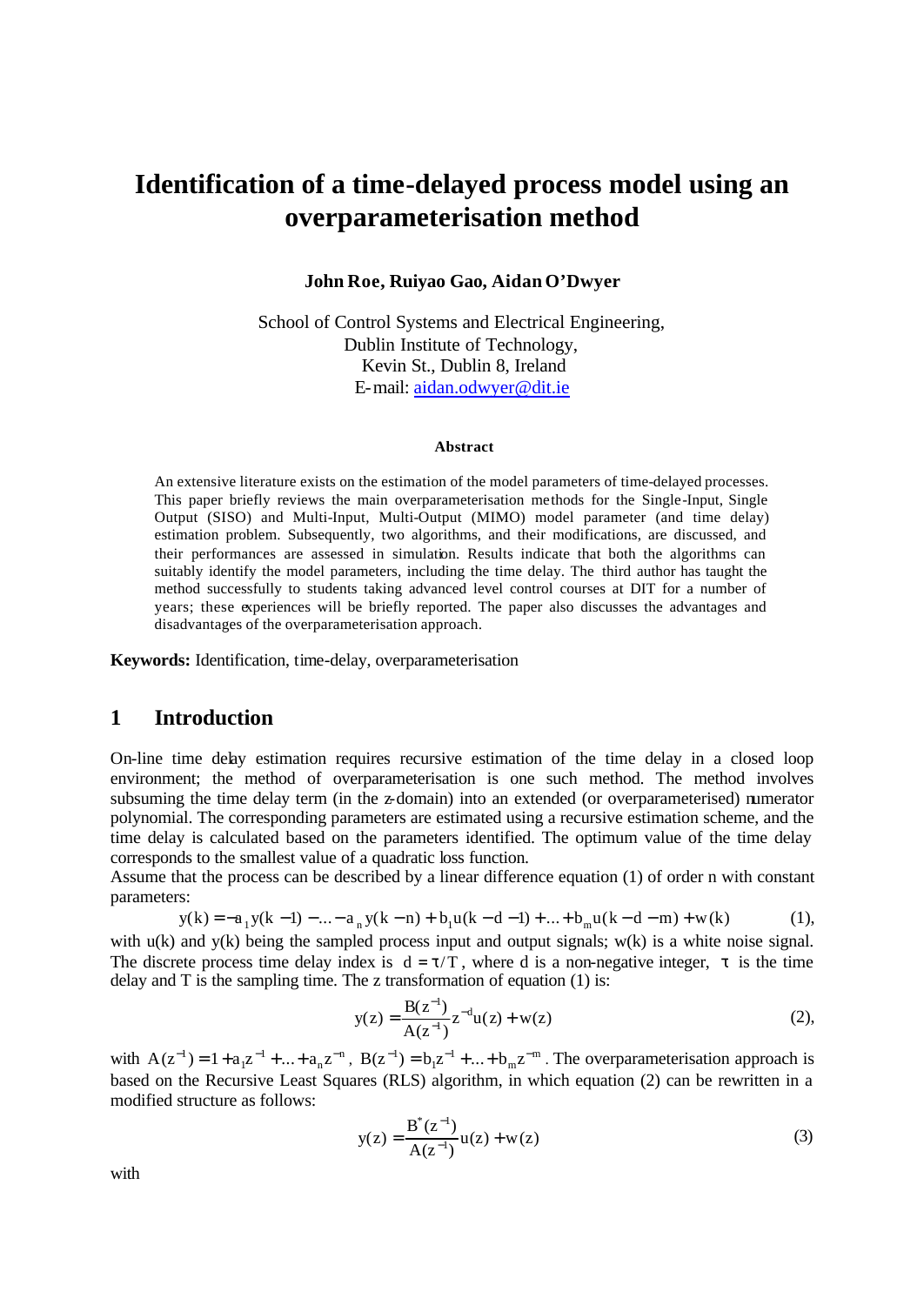# Identification of a time-delayed process model using an overparameterisation method

**John Roe, Ruiyao Gao, Aidan O'Dwyer**

School of Control Systems and Electrical Engineering,
Dublin Institute of Technology,
Kevin St., Dublin 8, Ireland
E-mail: aidan.odwyer@dit.ie

#### Abstract

An extensive literature exists on the estimation of the model parameters of time-delayed processes. This paper briefly reviews the main overparameterisation methods for the Single-Input, Single Output (SISO) and Multi-Input, Multi-Output (MIMO) model parameter (and time delay) estimation problem. Subsequently, two algorithms, and their modifications, are discussed, and their performances are assessed in simulation. Results indicate that both the algorithms can suitably identify the model parameters, including the time delay. The third author has taught the method successfully to students taking advanced level control courses at DIT for a number of years; these experiences will be briefly reported. The paper also discusses the advantages and disadvantages of the overparameterisation approach.

**Keywords:** Identification, time-delay, overparameterisation

## 1 Introduction

On-line time delay estimation requires recursive estimation of the time delay in a closed loop environment; the method of overparameterisation is one such method. The method involves subsuming the time delay term (in the z-domain) into an extended (or overparameterised) numerator polynomial. The corresponding parameters are estimated using a recursive estimation scheme, and the time delay is calculated based on the parameters identified. The optimum value of the time delay corresponds to the smallest value of a quadratic loss function.
Assume that the process can be described by a linear difference equation (1) of order n with constant parameters:

$$y(k) = -a_1 y(k-1) - \ldots - a_n y(k-n) + b_1 u(k-d-1) + \ldots + b_m u(k-d-m) + w(k) \qquad (1),$$

with u(k) and y(k) being the sampled process input and output signals; w(k) is a white noise signal. The discrete process time delay index is $d = \tau / T$, where d is a non-negative integer, $\tau$ is the time delay and T is the sampling time. The z transformation of equation (1) is:

$$y(z) = \frac{B(z^{-1})}{A(z^{-1})} z^{-d} u(z) + w(z) \qquad (2),$$

with $A(z^{-1}) = 1 + a_1 z^{-1} + \ldots + a_n z^{-n}$, $B(z^{-1}) = b_1 z^{-1} + \ldots + b_m z^{-m}$. The overparameterisation approach is based on the Recursive Least Squares (RLS) algorithm, in which equation (2) can be rewritten in a modified structure as follows:

$$y(z) = \frac{B^*(z^{-1})}{A(z^{-1})} u(z) + w(z) \qquad (3)$$

with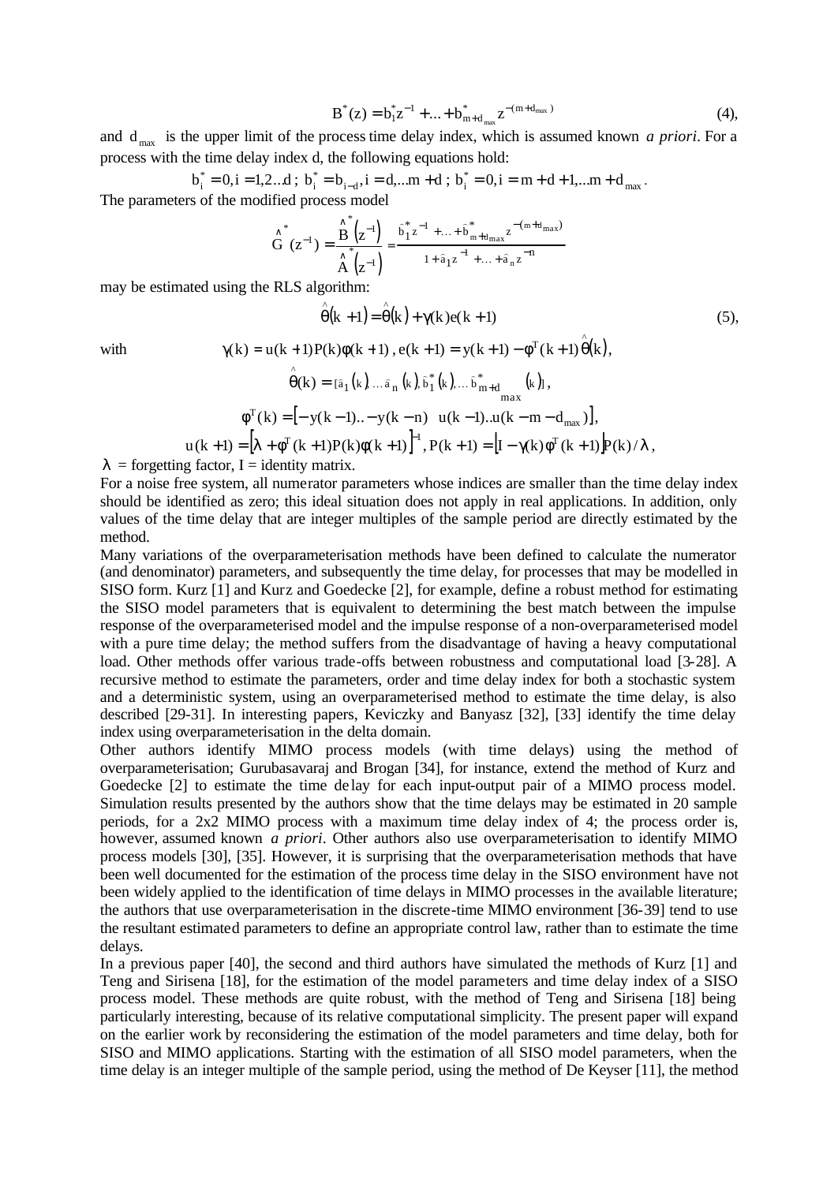$$B^*(z) = b_1^* z^{-1} + \ldots + b_{m+d_{max}}^* z^{-(m+d_{max})} \tag{4}$$

and $d_{max}$ is the upper limit of the process time delay index, which is assumed known *a priori*. For a process with the time delay index d, the following equations hold:

$$b_i^* = 0, i = 1,2\ldots d\ ;\ b_i^* = b_{i-d}, i = d,\ldots m+d\ ;\ b_i^* = 0, i = m+d+1,\ldots m+d_{max}.$$

The parameters of the modified process model

$$\hat{G}^*(z^{-1}) = \frac{\hat{B}^*(z^{-1})}{\hat{A}^*(z^{-1})} = \frac{\hat{b}_1^* z^{-1} + \ldots + \hat{b}_{m+d_{max}}^* z^{-(m+d_{max})}}{1 + \hat{a}_1 z^{-1} + \ldots + \hat{a}_n z^{-n}}$$

may be estimated using the RLS algorithm:

$$\hat{\theta}(k+1) = \hat{\theta}(k) + \gamma(k) e(k+1) \tag{5}$$

with

$$\gamma(k) = u(k+1) P(k) \phi(k+1),\ e(k+1) = y(k+1) - \phi^T(k+1)\hat{\theta}(k),$$

$$\hat{\theta}(k) = [\hat{a}_1(k), \ldots \hat{a}_n(k), \hat{b}_1^*(k), \ldots \hat{b}_{m+d_{max}}^*(k)],$$

$$\phi^T(k) = [-y(k-1)\ldots -y(k-n)\quad u(k-1)\ldots u(k-m-d_{max})],$$

$$u(k+1) = \left[\lambda + \phi^T(k+1) P(k) \phi(k+1)\right]^{-1},\ P(k+1) = \left[I - \gamma(k)\phi^T(k+1)\right] P(k)/\lambda,$$

$\lambda$ = forgetting factor, I = identity matrix.

For a noise free system, all numerator parameters whose indices are smaller than the time delay index should be identified as zero; this ideal situation does not apply in real applications. In addition, only values of the time delay that are integer multiples of the sample period are directly estimated by the method.

Many variations of the overparameterisation methods have been defined to calculate the numerator (and denominator) parameters, and subsequently the time delay, for processes that may be modelled in SISO form. Kurz [1] and Kurz and Goedecke [2], for example, define a robust method for estimating the SISO model parameters that is equivalent to determining the best match between the impulse response of the overparameterised model and the impulse response of a non-overparameterised model with a pure time delay; the method suffers from the disadvantage of having a heavy computational load. Other methods offer various trade-offs between robustness and computational load [3-28]. A recursive method to estimate the parameters, order and time delay index for both a stochastic system and a deterministic system, using an overparameterised method to estimate the time delay, is also described [29-31]. In interesting papers, Keviczky and Banyasz [32], [33] identify the time delay index using overparameterisation in the delta domain.

Other authors identify MIMO process models (with time delays) using the method of overparameterisation; Gurubasavaraj and Brogan [34], for instance, extend the method of Kurz and Goedecke [2] to estimate the time delay for each input-output pair of a MIMO process model. Simulation results presented by the authors show that the time delays may be estimated in 20 sample periods, for a 2x2 MIMO process with a maximum time delay index of 4; the process order is, however, assumed known *a priori*. Other authors also use overparameterisation to identify MIMO process models [30], [35]. However, it is surprising that the overparameterisation methods that have been well documented for the estimation of the process time delay in the SISO environment have not been widely applied to the identification of time delays in MIMO processes in the available literature; the authors that use overparameterisation in the discrete-time MIMO environment [36-39] tend to use the resultant estimated parameters to define an appropriate control law, rather than to estimate the time delays.

In a previous paper [40], the second and third authors have simulated the methods of Kurz [1] and Teng and Sirisena [18], for the estimation of the model parameters and time delay index of a SISO process model. These methods are quite robust, with the method of Teng and Sirisena [18] being particularly interesting, because of its relative computational simplicity. The present paper will expand on the earlier work by reconsidering the estimation of the model parameters and time delay, both for SISO and MIMO applications. Starting with the estimation of all SISO model parameters, when the time delay is an integer multiple of the sample period, using the method of De Keyser [11], the method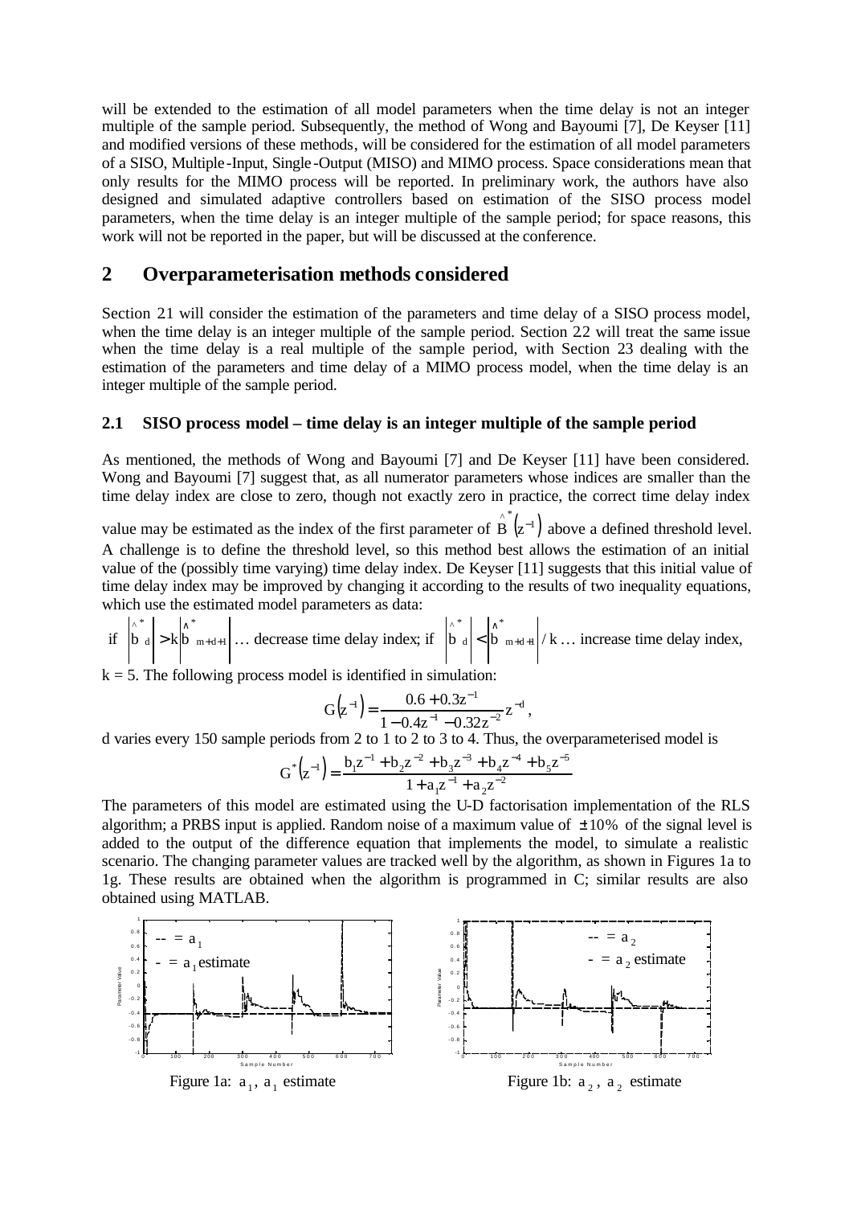will be extended to the estimation of all model parameters when the time delay is not an integer multiple of the sample period. Subsequently, the method of Wong and Bayoumi [7], De Keyser [11] and modified versions of these methods, will be considered for the estimation of all model parameters of a SISO, Multiple-Input, Single-Output (MISO) and MIMO process. Space considerations mean that only results for the MIMO process will be reported. In preliminary work, the authors have also designed and simulated adaptive controllers based on estimation of the SISO process model parameters, when the time delay is an integer multiple of the sample period; for space reasons, this work will not be reported in the paper, but will be discussed at the conference.

## 2 Overparameterisation methods considered

Section 2.1 will consider the estimation of the parameters and time delay of a SISO process model, when the time delay is an integer multiple of the sample period. Section 2.2 will treat the same issue when the time delay is a real multiple of the sample period, with Section 2.3 dealing with the estimation of the parameters and time delay of a MIMO process model, when the time delay is an integer multiple of the sample period.

### 2.1 SISO process model – time delay is an integer multiple of the sample period

As mentioned, the methods of Wong and Bayoumi [7] and De Keyser [11] have been considered. Wong and Bayoumi [7] suggest that, as all numerator parameters whose indices are smaller than the time delay index are close to zero, though not exactly zero in practice, the correct time delay index value may be estimated as the index of the first parameter of $\hat{B}^*(z^{-1})$ above a defined threshold level. A challenge is to define the threshold level, so this method best allows the estimation of an initial value of the (possibly time varying) time delay index. De Keyser [11] suggests that this initial value of time delay index may be improved by changing it according to the results of two inequality equations, which use the estimated model parameters as data:

if $\left|\hat{b}^*_d\right| > k\left|\hat{b}^*_{m+d+1}\right|$ … decrease time delay index; if $\left|\hat{b}^*_d\right| < \left|\hat{b}^*_{m+d+1}\right| / k$ … increase time delay index,

$k = 5$. The following process model is identified in simulation:

$$G\left(z^{-1}\right) = \frac{0.6 + 0.3z^{-1}}{1 - 0.4z^{-1} - 0.32z^{-2}} z^{-d},$$

d varies every 150 sample periods from 2 to 1 to 2 to 3 to 4. Thus, the overparameterised model is

$$G^*\left(z^{-1}\right) = \frac{b_1 z^{-1} + b_2 z^{-2} + b_3 z^{-3} + b_4 z^{-4} + b_5 z^{-5}}{1 + a_1 z^{-1} + a_2 z^{-2}}$$

The parameters of this model are estimated using the U-D factorisation implementation of the RLS algorithm; a PRBS input is applied. Random noise of a maximum value of $\pm 10\%$ of the signal level is added to the output of the difference equation that implements the model, to simulate a realistic scenario. The changing parameter values are tracked well by the algorithm, as shown in Figures 1a to 1g. These results are obtained when the algorithm is programmed in C; similar results are also obtained using MATLAB.

Figure 1a: $a_1$, $a_1$ estimate

Figure 1b: $a_2$, $a_2$ estimate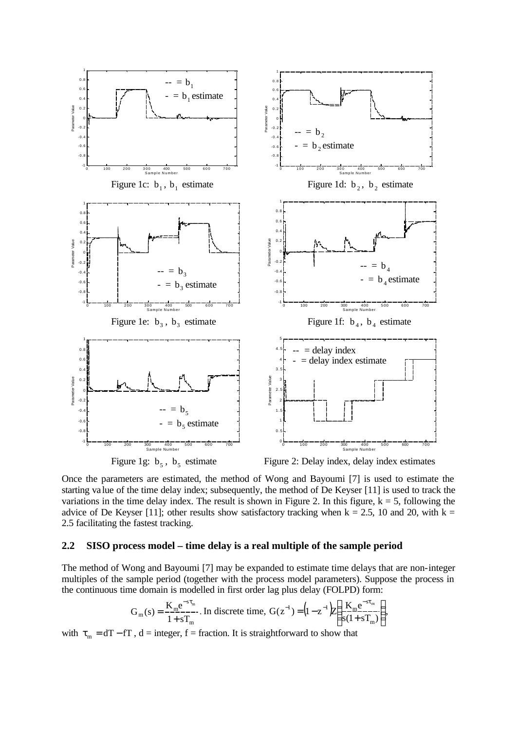Figure 1c: $b_1$, $b_1$ estimate

Figure 1d: $b_2$, $b_2$ estimate

Figure 1e: $b_3$, $b_3$ estimate

Figure 1f: $b_4$, $b_4$ estimate

Figure 1g: $b_5$, $b_5$ estimate

Figure 2: Delay index, delay index estimates

Once the parameters are estimated, the method of Wong and Bayoumi [7] is used to estimate the starting value of the time delay index; subsequently, the method of De Keyser [11] is used to track the variations in the time delay index. The result is shown in Figure 2. In this figure, k = 5, following the advice of De Keyser [11]; other results show satisfactory tracking when k = 2.5, 10 and 20, with k = 2.5 facilitating the fastest tracking.

### 2.2 SISO process model – time delay is a real multiple of the sample period

The method of Wong and Bayoumi [7] may be expanded to estimate time delays that are non-integer multiples of the sample period (together with the process model parameters). Suppose the process in the continuous time domain is modelled in first order lag plus delay (FOLPD) form:

$$G_m(s) = \frac{K_m e^{-s\tau_m}}{1 + sT_m}. \text{ In discrete time, } G(z^{-1}) = \left(1 - z^{-1}\right)Z\left\{\frac{K_m e^{-s\tau_m}}{s(1 + sT_m)}\right\},$$

with $\tau_m = dT - fT$, d = integer, f = fraction. It is straightforward to show that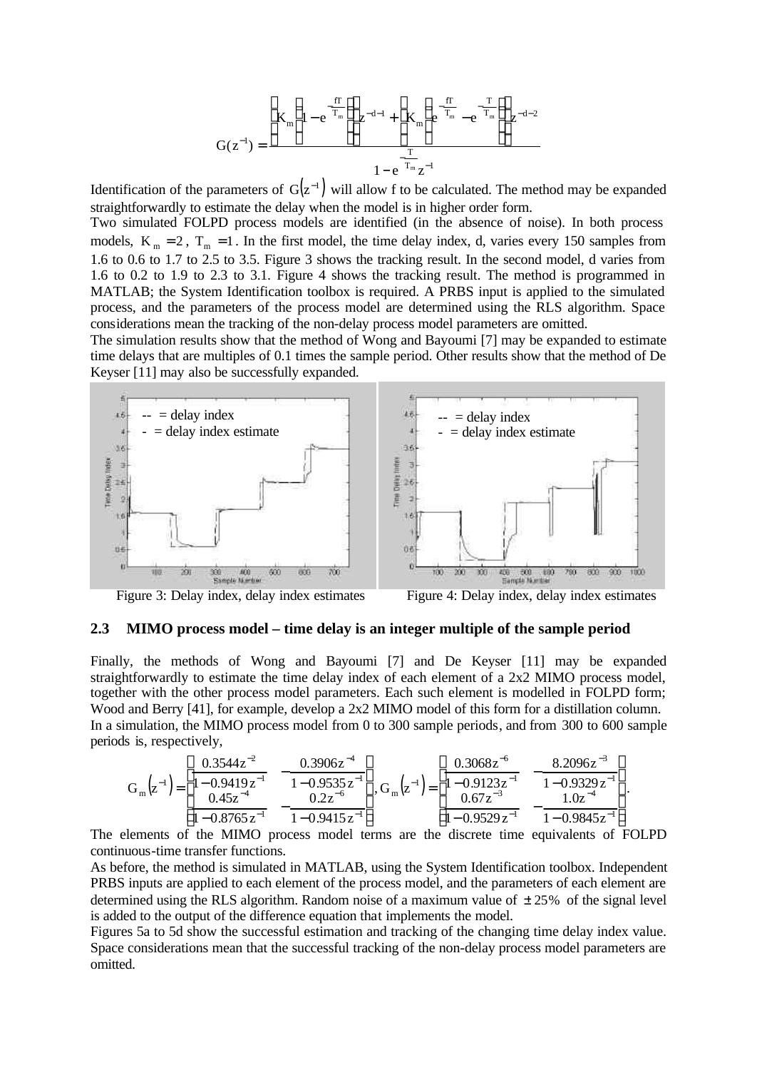$$G(z^{-1}) = \frac{\left(K_m\left(1 - e^{-\frac{fT}{T_m}}\right)\right)z^{-d-1} + \left(K_m\left(e^{-\frac{fT}{T_m}} - e^{-\frac{T}{T_m}}\right)\right)z^{-d-2}}{1 - e^{-\frac{T}{T_m}}z^{-1}}$$

Identification of the parameters of $G(z^{-1})$ will allow f to be calculated. The method may be expanded straightforwardly to estimate the delay when the model is in higher order form.

Two simulated FOLPD process models are identified (in the absence of noise). In both process models, $K_m = 2$, $T_m = 1$. In the first model, the time delay index, d, varies every 150 samples from 1.6 to 0.6 to 1.7 to 2.5 to 3.5. Figure 3 shows the tracking result. In the second model, d varies from 1.6 to 0.2 to 1.9 to 2.3 to 3.1. Figure 4 shows the tracking result. The method is programmed in MATLAB; the System Identification toolbox is required. A PRBS input is applied to the simulated process, and the parameters of the process model are determined using the RLS algorithm. Space considerations mean the tracking of the non-delay process model parameters are omitted.

The simulation results show that the method of Wong and Bayoumi [7] may be expanded to estimate time delays that are multiples of 0.1 times the sample period. Other results show that the method of De Keyser [11] may also be successfully expanded.

Figure 3: Delay index, delay index estimates

Figure 4: Delay index, delay index estimates

## 2.3 MIMO process model – time delay is an integer multiple of the sample period

Finally, the methods of Wong and Bayoumi [7] and De Keyser [11] may be expanded straightforwardly to estimate the time delay index of each element of a 2x2 MIMO process model, together with the other process model parameters. Each such element is modelled in FOLPD form; Wood and Berry [41], for example, develop a 2x2 MIMO model of this form for a distillation column. In a simulation, the MIMO process model from 0 to 300 sample periods, and from 300 to 600 sample periods is, respectively,

$$G_m(z^{-1}) = \begin{bmatrix} \dfrac{0.3544z^{-2}}{1-0.9419z^{-1}} & -\dfrac{0.3906z^{-4}}{1-0.9535z^{-1}} \\ \dfrac{0.45z^{-4}}{1-0.8765z^{-1}} & -\dfrac{0.2z^{-6}}{1-0.9415z^{-1}} \end{bmatrix}, G_m(z^{-1}) = \begin{bmatrix} \dfrac{0.3068z^{-6}}{1-0.9123z^{-1}} & -\dfrac{8.2096z^{-3}}{1-0.9329z^{-1}} \\ \dfrac{0.67z^{-3}}{1-0.9529z^{-1}} & -\dfrac{1.0z^{-4}}{1-0.9845z^{-1}} \end{bmatrix}.$$

The elements of the MIMO process model terms are the discrete time equivalents of FOLPD continuous-time transfer functions.

As before, the method is simulated in MATLAB, using the System Identification toolbox. Independent PRBS inputs are applied to each element of the process model, and the parameters of each element are determined using the RLS algorithm. Random noise of a maximum value of $\pm 25\%$ of the signal level is added to the output of the difference equation that implements the model.

Figures 5a to 5d show the successful estimation and tracking of the changing time delay index value. Space considerations mean that the successful tracking of the non-delay process model parameters are omitted.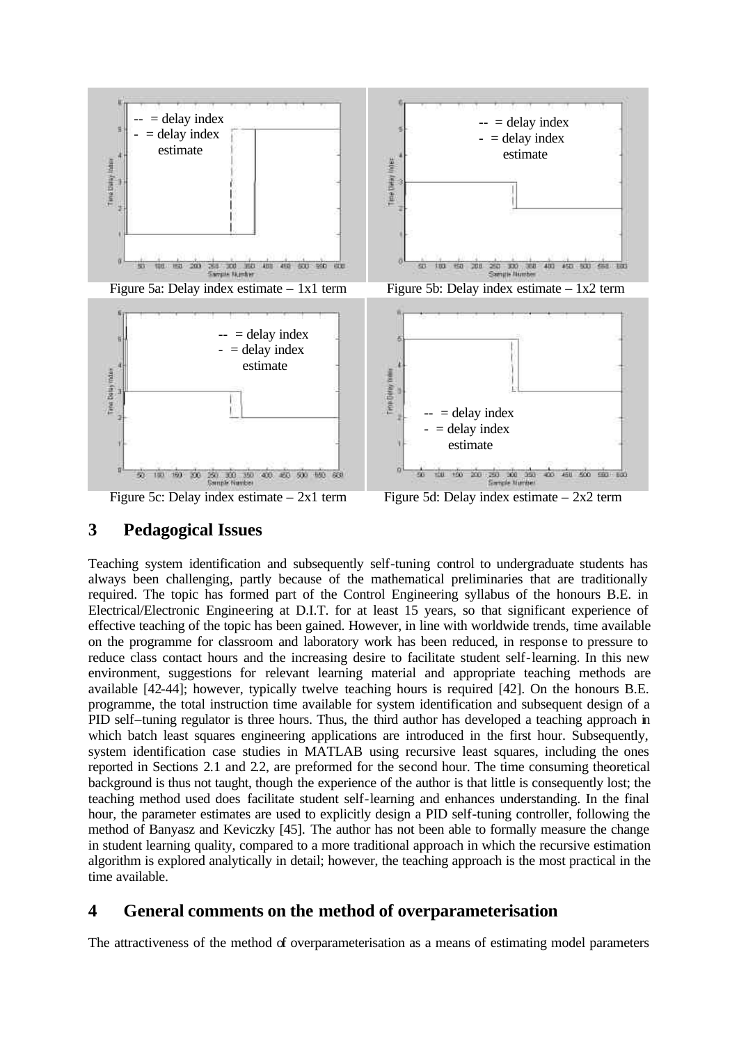Figure 5a: Delay index estimate – 1x1 term

Figure 5b: Delay index estimate – 1x2 term

Figure 5c: Delay index estimate – 2x1 term

Figure 5d: Delay index estimate – 2x2 term

## 3 Pedagogical Issues

Teaching system identification and subsequently self-tuning control to undergraduate students has always been challenging, partly because of the mathematical preliminaries that are traditionally required. The topic has formed part of the Control Engineering syllabus of the honours B.E. in Electrical/Electronic Engineering at D.I.T. for at least 15 years, so that significant experience of effective teaching of the topic has been gained. However, in line with worldwide trends, time available on the programme for classroom and laboratory work has been reduced, in response to pressure to reduce class contact hours and the increasing desire to facilitate student self-learning. In this new environment, suggestions for relevant learning material and appropriate teaching methods are available [42-44]; however, typically twelve teaching hours is required [42]. On the honours B.E. programme, the total instruction time available for system identification and subsequent design of a PID self–tuning regulator is three hours. Thus, the third author has developed a teaching approach in which batch least squares engineering applications are introduced in the first hour. Subsequently, system identification case studies in MATLAB using recursive least squares, including the ones reported in Sections 2.1 and 2.2, are preformed for the second hour. The time consuming theoretical background is thus not taught, though the experience of the author is that little is consequently lost; the teaching method used does facilitate student self-learning and enhances understanding. In the final hour, the parameter estimates are used to explicitly design a PID self-tuning controller, following the method of Banyasz and Keviczky [45]. The author has not been able to formally measure the change in student learning quality, compared to a more traditional approach in which the recursive estimation algorithm is explored analytically in detail; however, the teaching approach is the most practical in the time available.

## 4 General comments on the method of overparameterisation

The attractiveness of the method of overparameterisation as a means of estimating model parameters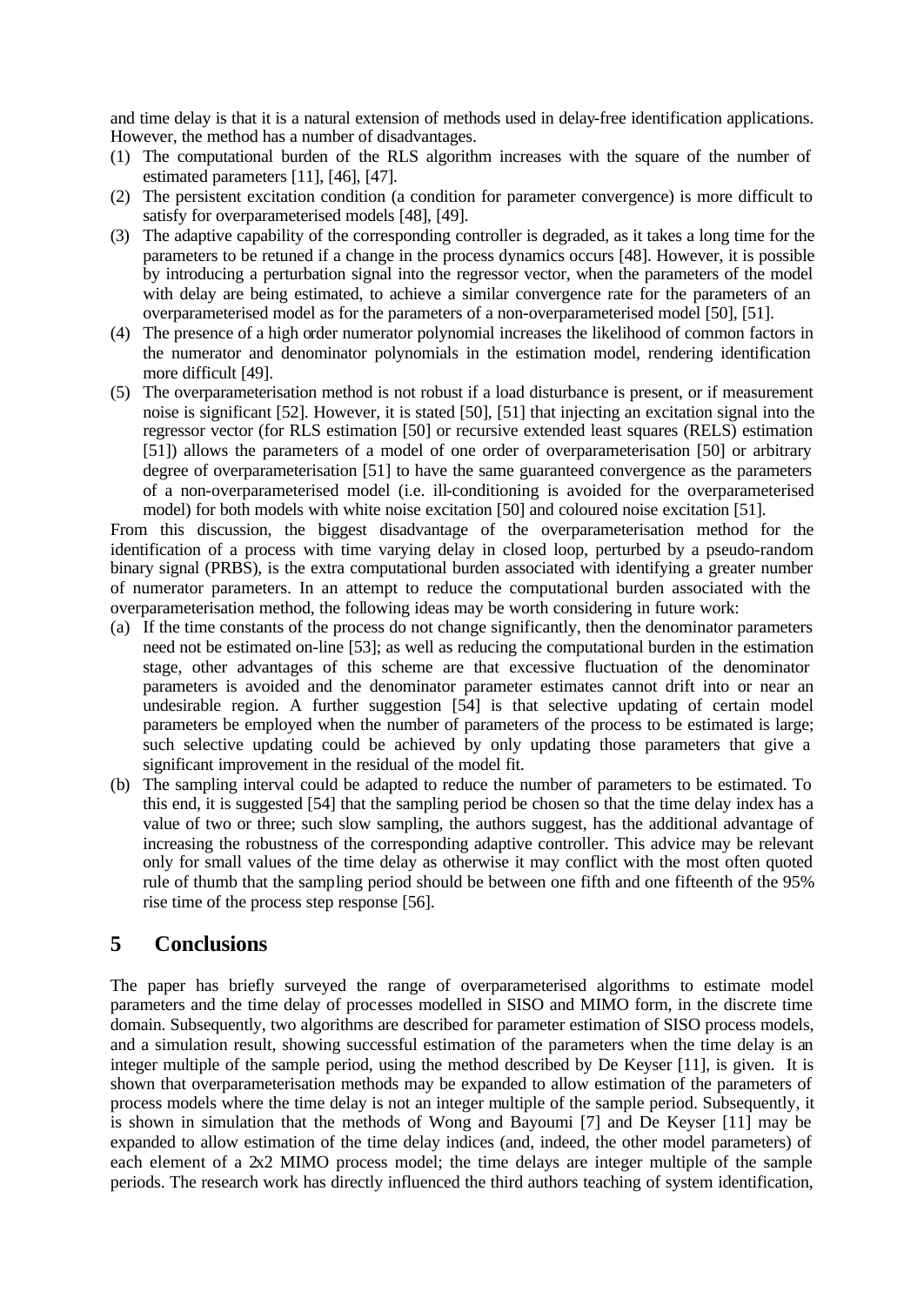and time delay is that it is a natural extension of methods used in delay-free identification applications. However, the method has a number of disadvantages.

(1) The computational burden of the RLS algorithm increases with the square of the number of estimated parameters [11], [46], [47].
(2) The persistent excitation condition (a condition for parameter convergence) is more difficult to satisfy for overparameterised models [48], [49].
(3) The adaptive capability of the corresponding controller is degraded, as it takes a long time for the parameters to be retuned if a change in the process dynamics occurs [48]. However, it is possible by introducing a perturbation signal into the regressor vector, when the parameters of the model with delay are being estimated, to achieve a similar convergence rate for the parameters of an overparameterised model as for the parameters of a non-overparameterised model [50], [51].
(4) The presence of a high order numerator polynomial increases the likelihood of common factors in the numerator and denominator polynomials in the estimation model, rendering identification more difficult [49].
(5) The overparameterisation method is not robust if a load disturbance is present, or if measurement noise is significant [52]. However, it is stated [50], [51] that injecting an excitation signal into the regressor vector (for RLS estimation [50] or recursive extended least squares (RELS) estimation [51]) allows the parameters of a model of one order of overparameterisation [50] or arbitrary degree of overparameterisation [51] to have the same guaranteed convergence as the parameters of a non-overparameterised model (i.e. ill-conditioning is avoided for the overparameterised model) for both models with white noise excitation [50] and coloured noise excitation [51].

From this discussion, the biggest disadvantage of the overparameterisation method for the identification of a process with time varying delay in closed loop, perturbed by a pseudo-random binary signal (PRBS), is the extra computational burden associated with identifying a greater number of numerator parameters. In an attempt to reduce the computational burden associated with the overparameterisation method, the following ideas may be worth considering in future work:

(a) If the time constants of the process do not change significantly, then the denominator parameters need not be estimated on-line [53]; as well as reducing the computational burden in the estimation stage, other advantages of this scheme are that excessive fluctuation of the denominator parameters is avoided and the denominator parameter estimates cannot drift into or near an undesirable region. A further suggestion [54] is that selective updating of certain model parameters be employed when the number of parameters of the process to be estimated is large; such selective updating could be achieved by only updating those parameters that give a significant improvement in the residual of the model fit.
(b) The sampling interval could be adapted to reduce the number of parameters to be estimated. To this end, it is suggested [54] that the sampling period be chosen so that the time delay index has a value of two or three; such slow sampling, the authors suggest, has the additional advantage of increasing the robustness of the corresponding adaptive controller. This advice may be relevant only for small values of the time delay as otherwise it may conflict with the most often quoted rule of thumb that the sampling period should be between one fifth and one fifteenth of the 95% rise time of the process step response [56].

## 5 Conclusions

The paper has briefly surveyed the range of overparameterised algorithms to estimate model parameters and the time delay of processes modelled in SISO and MIMO form, in the discrete time domain. Subsequently, two algorithms are described for parameter estimation of SISO process models, and a simulation result, showing successful estimation of the parameters when the time delay is an integer multiple of the sample period, using the method described by De Keyser [11], is given. It is shown that overparameterisation methods may be expanded to allow estimation of the parameters of process models where the time delay is not an integer multiple of the sample period. Subsequently, it is shown in simulation that the methods of Wong and Bayoumi [7] and De Keyser [11] may be expanded to allow estimation of the time delay indices (and, indeed, the other model parameters) of each element of a 2x2 MIMO process model; the time delays are integer multiple of the sample periods. The research work has directly influenced the third authors teaching of system identification,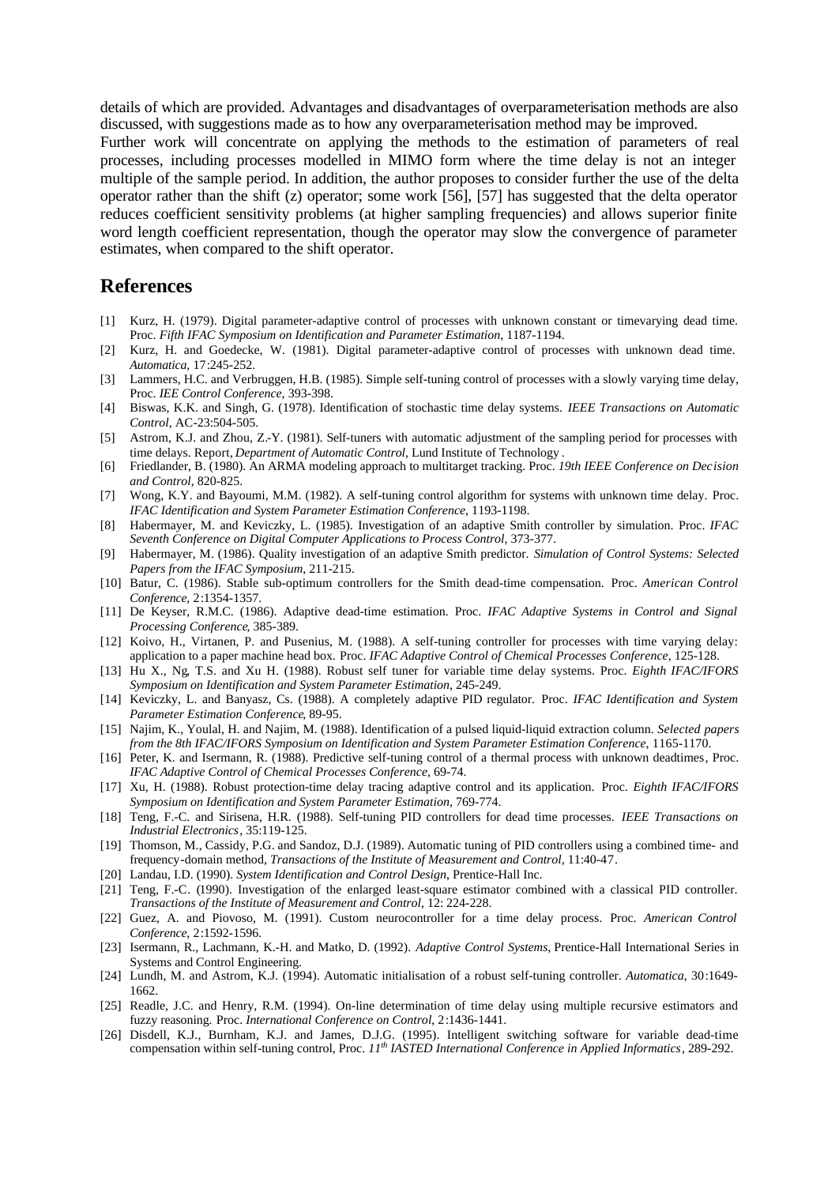details of which are provided. Advantages and disadvantages of overparameterisation methods are also discussed, with suggestions made as to how any overparameterisation method may be improved.

Further work will concentrate on applying the methods to the estimation of parameters of real processes, including processes modelled in MIMO form where the time delay is not an integer multiple of the sample period. In addition, the author proposes to consider further the use of the delta operator rather than the shift (z) operator; some work [56], [57] has suggested that the delta operator reduces coefficient sensitivity problems (at higher sampling frequencies) and allows superior finite word length coefficient representation, though the operator may slow the convergence of parameter estimates, when compared to the shift operator.

## References

[1] Kurz, H. (1979). Digital parameter-adaptive control of processes with unknown constant or timevarying dead time. Proc. *Fifth IFAC Symposium on Identification and Parameter Estimation*, 1187-1194.

[2] Kurz, H. and Goedecke, W. (1981). Digital parameter-adaptive control of processes with unknown dead time. *Automatica*, 17:245-252.

[3] Lammers, H.C. and Verbruggen, H.B. (1985). Simple self-tuning control of processes with a slowly varying time delay, Proc. *IEE Control Conference*, 393-398.

[4] Biswas, K.K. and Singh, G. (1978). Identification of stochastic time delay systems. *IEEE Transactions on Automatic Control*, AC-23:504-505.

[5] Astrom, K.J. and Zhou, Z.-Y. (1981). Self-tuners with automatic adjustment of the sampling period for processes with time delays. Report, *Department of Automatic Control*, Lund Institute of Technology.

[6] Friedlander, B. (1980). An ARMA modeling approach to multitarget tracking. Proc. *19th IEEE Conference on Decision and Control*, 820-825.

[7] Wong, K.Y. and Bayoumi, M.M. (1982). A self-tuning control algorithm for systems with unknown time delay. Proc. *IFAC Identification and System Parameter Estimation Conference*, 1193-1198.

[8] Habermayer, M. and Keviczky, L. (1985). Investigation of an adaptive Smith controller by simulation. Proc. *IFAC Seventh Conference on Digital Computer Applications to Process Control*, 373-377.

[9] Habermayer, M. (1986). Quality investigation of an adaptive Smith predictor. *Simulation of Control Systems: Selected Papers from the IFAC Symposium*, 211-215.

[10] Batur, C. (1986). Stable sub-optimum controllers for the Smith dead-time compensation. Proc. *American Control Conference*, 2:1354-1357.

[11] De Keyser, R.M.C. (1986). Adaptive dead-time estimation. Proc. *IFAC Adaptive Systems in Control and Signal Processing Conference*, 385-389.

[12] Koivo, H., Virtanen, P. and Pusenius, M. (1988). A self-tuning controller for processes with time varying delay: application to a paper machine head box. Proc. *IFAC Adaptive Control of Chemical Processes Conference*, 125-128.

[13] Hu X., Ng, T.S. and Xu H. (1988). Robust self tuner for variable time delay systems. Proc. *Eighth IFAC/IFORS Symposium on Identification and System Parameter Estimation*, 245-249.

[14] Keviczky, L. and Banyasz, Cs. (1988). A completely adaptive PID regulator. Proc. *IFAC Identification and System Parameter Estimation Conference*, 89-95.

[15] Najim, K., Youlal, H. and Najim, M. (1988). Identification of a pulsed liquid-liquid extraction column. *Selected papers from the 8th IFAC/IFORS Symposium on Identification and System Parameter Estimation Conference*, 1165-1170.

[16] Peter, K. and Isermann, R. (1988). Predictive self-tuning control of a thermal process with unknown deadtimes, Proc. *IFAC Adaptive Control of Chemical Processes Conference*, 69-74.

[17] Xu, H. (1988). Robust protection-time delay tracing adaptive control and its application. Proc. *Eighth IFAC/IFORS Symposium on Identification and System Parameter Estimation*, 769-774.

[18] Teng, F.-C. and Sirisena, H.R. (1988). Self-tuning PID controllers for dead time processes. *IEEE Transactions on Industrial Electronics*, 35:119-125.

[19] Thomson, M., Cassidy, P.G. and Sandoz, D.J. (1989). Automatic tuning of PID controllers using a combined time- and frequency-domain method, *Transactions of the Institute of Measurement and Control*, 11:40-47.

[20] Landau, I.D. (1990). *System Identification and Control Design*, Prentice-Hall Inc.

[21] Teng, F.-C. (1990). Investigation of the enlarged least-square estimator combined with a classical PID controller. *Transactions of the Institute of Measurement and Control*, 12: 224-228.

[22] Guez, A. and Piovoso, M. (1991). Custom neurocontroller for a time delay process. Proc. *American Control Conference*, 2:1592-1596.

[23] Isermann, R., Lachmann, K.-H. and Matko, D. (1992). *Adaptive Control Systems*, Prentice-Hall International Series in Systems and Control Engineering.

[24] Lundh, M. and Astrom, K.J. (1994). Automatic initialisation of a robust self-tuning controller. *Automatica*, 30:1649-1662.

[25] Readle, J.C. and Henry, R.M. (1994). On-line determination of time delay using multiple recursive estimators and fuzzy reasoning. Proc. *International Conference on Control*, 2:1436-1441.

[26] Disdell, K.J., Burnham, K.J. and James, D.J.G. (1995). Intelligent switching software for variable dead-time compensation within self-tuning control, Proc. *11th IASTED International Conference in Applied Informatics*, 289-292.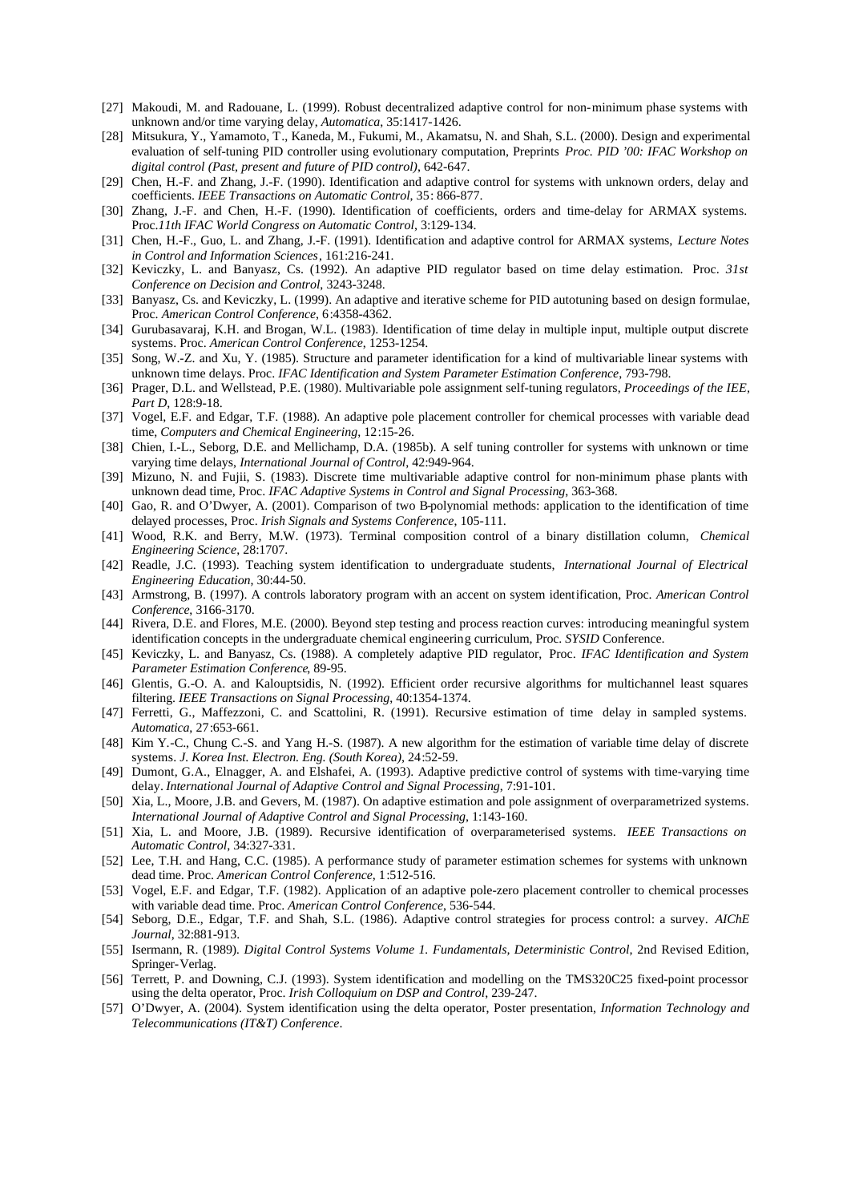[27] Makoudi, M. and Radouane, L. (1999). Robust decentralized adaptive control for non-minimum phase systems with unknown and/or time varying delay, *Automatica*, 35:1417-1426.

[28] Mitsukura, Y., Yamamoto, T., Kaneda, M., Fukumi, M., Akamatsu, N. and Shah, S.L. (2000). Design and experimental evaluation of self-tuning PID controller using evolutionary computation, Preprints *Proc. PID '00: IFAC Workshop on digital control (Past, present and future of PID control)*, 642-647.

[29] Chen, H.-F. and Zhang, J.-F. (1990). Identification and adaptive control for systems with unknown orders, delay and coefficients. *IEEE Transactions on Automatic Control*, 35: 866-877.

[30] Zhang, J.-F. and Chen, H.-F. (1990). Identification of coefficients, orders and time-delay for ARMAX systems. Proc.*11th IFAC World Congress on Automatic Control*, 3:129-134.

[31] Chen, H.-F., Guo, L. and Zhang, J.-F. (1991). Identification and adaptive control for ARMAX systems, *Lecture Notes in Control and Information Sciences*, 161:216-241.

[32] Keviczky, L. and Banyasz, Cs. (1992). An adaptive PID regulator based on time delay estimation. Proc. *31st Conference on Decision and Control*, 3243-3248.

[33] Banyasz, Cs. and Keviczky, L. (1999). An adaptive and iterative scheme for PID autotuning based on design formulae, Proc. *American Control Conference*, 6:4358-4362.

[34] Gurubasavaraj, K.H. and Brogan, W.L. (1983). Identification of time delay in multiple input, multiple output discrete systems. Proc. *American Control Conference*, 1253-1254.

[35] Song, W.-Z. and Xu, Y. (1985). Structure and parameter identification for a kind of multivariable linear systems with unknown time delays. Proc. *IFAC Identification and System Parameter Estimation Conference*, 793-798.

[36] Prager, D.L. and Wellstead, P.E. (1980). Multivariable pole assignment self-tuning regulators, *Proceedings of the IEE, Part D*, 128:9-18.

[37] Vogel, E.F. and Edgar, T.F. (1988). An adaptive pole placement controller for chemical processes with variable dead time, *Computers and Chemical Engineering*, 12:15-26.

[38] Chien, I.-L., Seborg, D.E. and Mellichamp, D.A. (1985b). A self tuning controller for systems with unknown or time varying time delays, *International Journal of Control*, 42:949-964.

[39] Mizuno, N. and Fujii, S. (1983). Discrete time multivariable adaptive control for non-minimum phase plants with unknown dead time, Proc. *IFAC Adaptive Systems in Control and Signal Processing*, 363-368.

[40] Gao, R. and O'Dwyer, A. (2001). Comparison of two B-polynomial methods: application to the identification of time delayed processes, Proc. *Irish Signals and Systems Conference*, 105-111.

[41] Wood, R.K. and Berry, M.W. (1973). Terminal composition control of a binary distillation column, *Chemical Engineering Science*, 28:1707.

[42] Readle, J.C. (1993). Teaching system identification to undergraduate students, *International Journal of Electrical Engineering Education*, 30:44-50.

[43] Armstrong, B. (1997). A controls laboratory program with an accent on system identification, Proc. *American Control Conference*, 3166-3170.

[44] Rivera, D.E. and Flores, M.E. (2000). Beyond step testing and process reaction curves: introducing meaningful system identification concepts in the undergraduate chemical engineering curriculum, Proc. *SYSID* Conference.

[45] Keviczky, L. and Banyasz, Cs. (1988). A completely adaptive PID regulator, Proc. *IFAC Identification and System Parameter Estimation Conference*, 89-95.

[46] Glentis, G.-O. A. and Kalouptsidis, N. (1992). Efficient order recursive algorithms for multichannel least squares filtering. *IEEE Transactions on Signal Processing*, 40:1354-1374.

[47] Ferretti, G., Maffezzoni, C. and Scattolini, R. (1991). Recursive estimation of time delay in sampled systems. *Automatica*, 27:653-661.

[48] Kim Y.-C., Chung C.-S. and Yang H.-S. (1987). A new algorithm for the estimation of variable time delay of discrete systems. *J. Korea Inst. Electron. Eng. (South Korea)*, 24:52-59.

[49] Dumont, G.A., Elnagger, A. and Elshafei, A. (1993). Adaptive predictive control of systems with time-varying time delay. *International Journal of Adaptive Control and Signal Processing*, 7:91-101.

[50] Xia, L., Moore, J.B. and Gevers, M. (1987). On adaptive estimation and pole assignment of overparametrized systems. *International Journal of Adaptive Control and Signal Processing*, 1:143-160.

[51] Xia, L. and Moore, J.B. (1989). Recursive identification of overparameterised systems. *IEEE Transactions on Automatic Control*, 34:327-331.

[52] Lee, T.H. and Hang, C.C. (1985). A performance study of parameter estimation schemes for systems with unknown dead time. Proc. *American Control Conference*, 1:512-516.

[53] Vogel, E.F. and Edgar, T.F. (1982). Application of an adaptive pole-zero placement controller to chemical processes with variable dead time. Proc. *American Control Conference*, 536-544.

[54] Seborg, D.E., Edgar, T.F. and Shah, S.L. (1986). Adaptive control strategies for process control: a survey. *AIChE Journal*, 32:881-913.

[55] Isermann, R. (1989). *Digital Control Systems Volume 1. Fundamentals, Deterministic Control*, 2nd Revised Edition, Springer-Verlag.

[56] Terrett, P. and Downing, C.J. (1993). System identification and modelling on the TMS320C25 fixed-point processor using the delta operator, Proc. *Irish Colloquium on DSP and Control*, 239-247.

[57] O'Dwyer, A. (2004). System identification using the delta operator, Poster presentation, *Information Technology and Telecommunications (IT&T) Conference*.